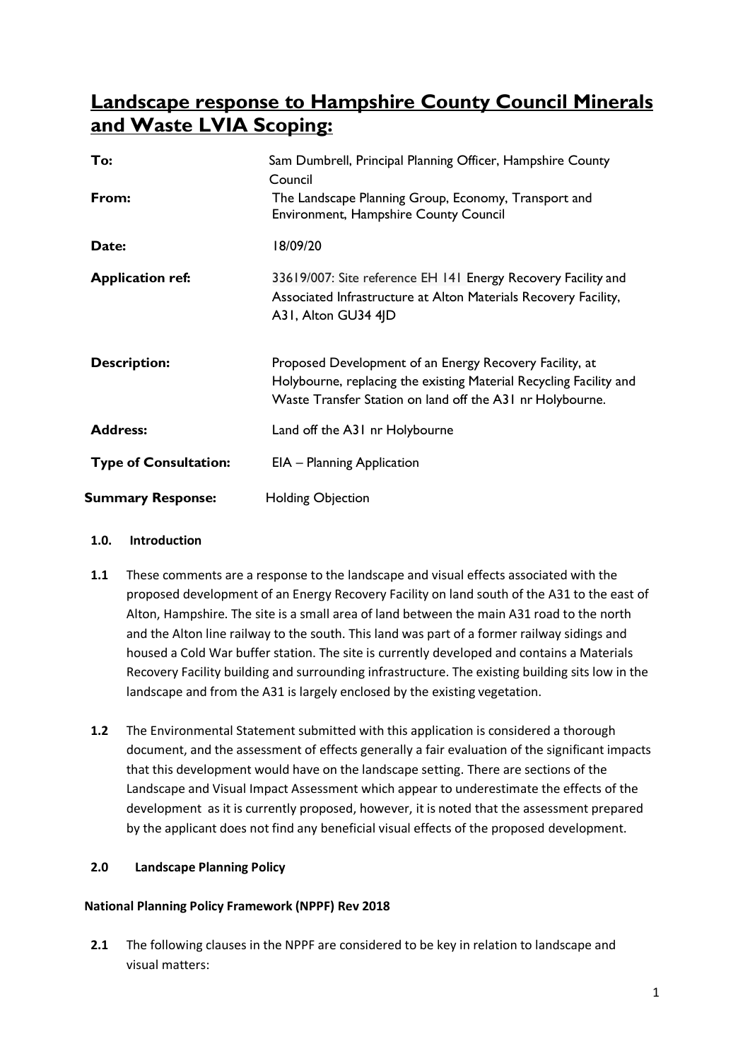# Landscape response to Hampshire County Council Minerals and Waste LVIA Scoping:

| | |
|---|---|
| **To:** | Sam Dumbrell, Principal Planning Officer, Hampshire County Council |
| **From:** | The Landscape Planning Group, Economy, Transport and Environment, Hampshire County Council |
| **Date:** | 18/09/20 |
| **Application ref:** | 33619/007: Site reference EH 141 Energy Recovery Facility and Associated Infrastructure at Alton Materials Recovery Facility, A31, Alton GU34 4JD |
| **Description:** | Proposed Development of an Energy Recovery Facility, at Holybourne, replacing the existing Material Recycling Facility and Waste Transfer Station on land off the A31 nr Holybourne. |
| **Address:** | Land off the A31 nr Holybourne |
| **Type of Consultation:** | EIA – Planning Application |
| **Summary Response:** | Holding Objection |

## 1.0. Introduction

**1.1** These comments are a response to the landscape and visual effects associated with the proposed development of an Energy Recovery Facility on land south of the A31 to the east of Alton, Hampshire. The site is a small area of land between the main A31 road to the north and the Alton line railway to the south. This land was part of a former railway sidings and housed a Cold War buffer station. The site is currently developed and contains a Materials Recovery Facility building and surrounding infrastructure. The existing building sits low in the landscape and from the A31 is largely enclosed by the existing vegetation.

**1.2** The Environmental Statement submitted with this application is considered a thorough document, and the assessment of effects generally a fair evaluation of the significant impacts that this development would have on the landscape setting. There are sections of the Landscape and Visual Impact Assessment which appear to underestimate the effects of the development as it is currently proposed, however, it is noted that the assessment prepared by the applicant does not find any beneficial visual effects of the proposed development.

## 2.0 Landscape Planning Policy

### National Planning Policy Framework (NPPF) Rev 2018

**2.1** The following clauses in the NPPF are considered to be key in relation to landscape and visual matters: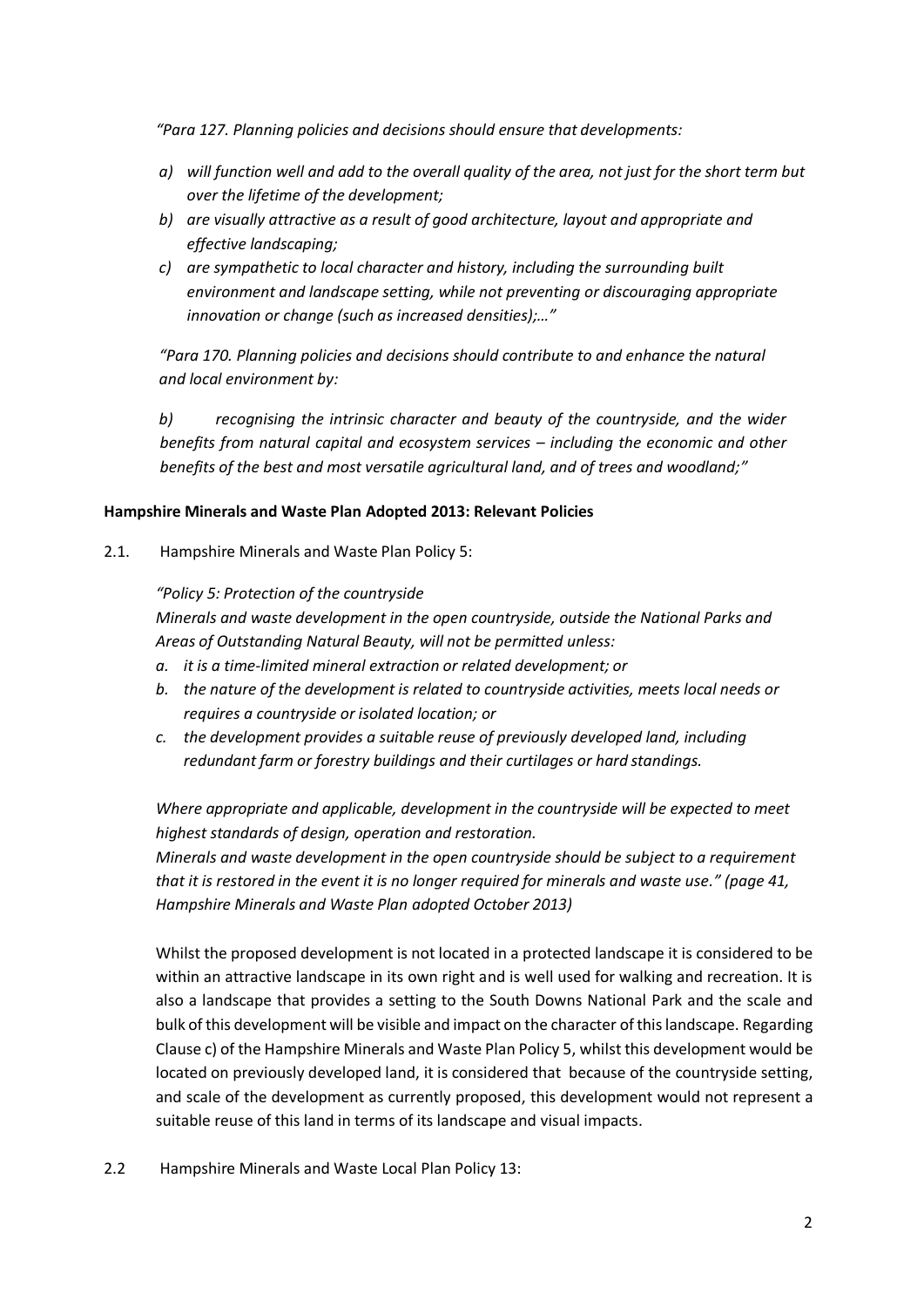*"Para 127. Planning policies and decisions should ensure that developments:*

*a) will function well and add to the overall quality of the area, not just for the short term but over the lifetime of the development;*
*b) are visually attractive as a result of good architecture, layout and appropriate and effective landscaping;*
*c) are sympathetic to local character and history, including the surrounding built environment and landscape setting, while not preventing or discouraging appropriate innovation or change (such as increased densities);…"*

*"Para 170. Planning policies and decisions should contribute to and enhance the natural and local environment by:*

*b) recognising the intrinsic character and beauty of the countryside, and the wider benefits from natural capital and ecosystem services – including the economic and other benefits of the best and most versatile agricultural land, and of trees and woodland;"*

**Hampshire Minerals and Waste Plan Adopted 2013: Relevant Policies**

2.1. Hampshire Minerals and Waste Plan Policy 5:

*"Policy 5: Protection of the countryside*
*Minerals and waste development in the open countryside, outside the National Parks and Areas of Outstanding Natural Beauty, will not be permitted unless:*

*a. it is a time-limited mineral extraction or related development; or*
*b. the nature of the development is related to countryside activities, meets local needs or requires a countryside or isolated location; or*
*c. the development provides a suitable reuse of previously developed land, including redundant farm or forestry buildings and their curtilages or hard standings.*

*Where appropriate and applicable, development in the countryside will be expected to meet highest standards of design, operation and restoration.*
*Minerals and waste development in the open countryside should be subject to a requirement that it is restored in the event it is no longer required for minerals and waste use." (page 41, Hampshire Minerals and Waste Plan adopted October 2013)*

Whilst the proposed development is not located in a protected landscape it is considered to be within an attractive landscape in its own right and is well used for walking and recreation. It is also a landscape that provides a setting to the South Downs National Park and the scale and bulk of this development will be visible and impact on the character of this landscape. Regarding Clause c) of the Hampshire Minerals and Waste Plan Policy 5, whilst this development would be located on previously developed land, it is considered that because of the countryside setting, and scale of the development as currently proposed, this development would not represent a suitable reuse of this land in terms of its landscape and visual impacts.

2.2 Hampshire Minerals and Waste Local Plan Policy 13: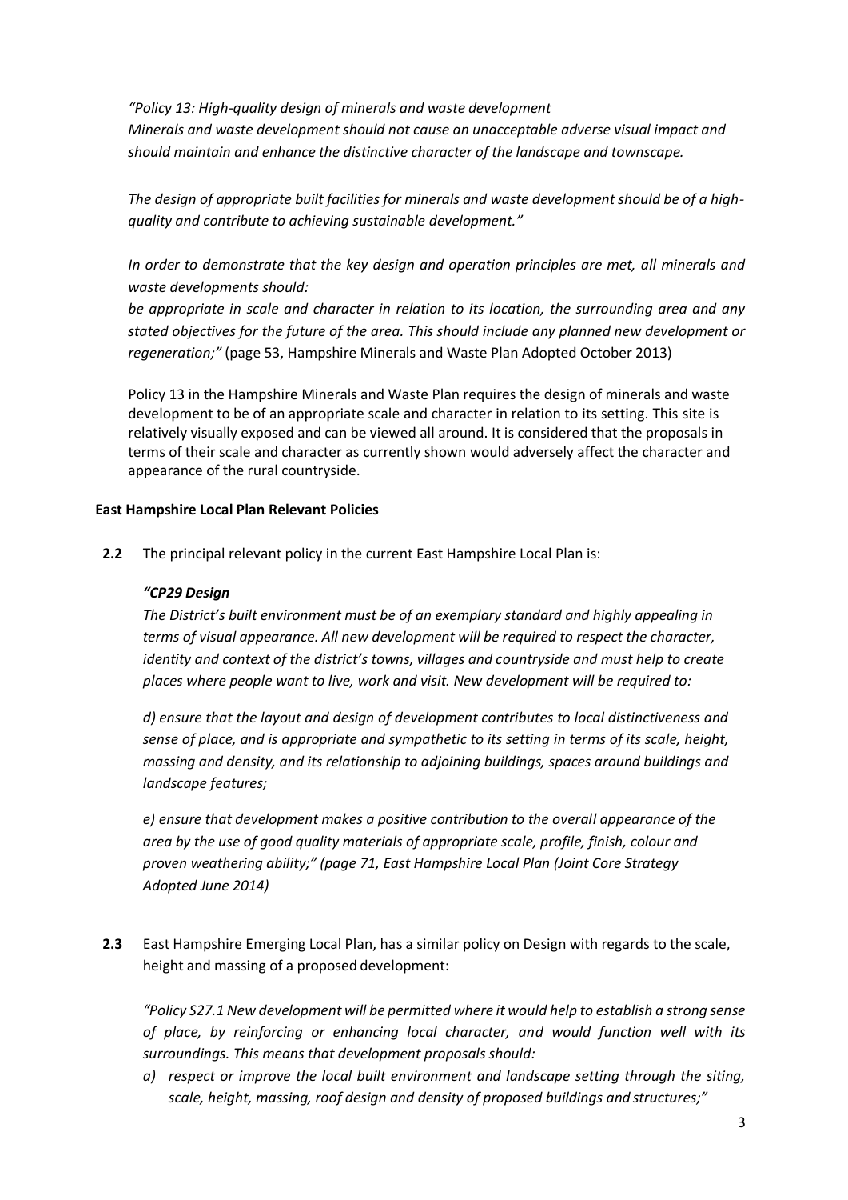*"Policy 13: High-quality design of minerals and waste development*
*Minerals and waste development should not cause an unacceptable adverse visual impact and should maintain and enhance the distinctive character of the landscape and townscape.*

*The design of appropriate built facilities for minerals and waste development should be of a high-quality and contribute to achieving sustainable development."*

*In order to demonstrate that the key design and operation principles are met, all minerals and waste developments should:*
*be appropriate in scale and character in relation to its location, the surrounding area and any stated objectives for the future of the area. This should include any planned new development or regeneration;"* (page 53, Hampshire Minerals and Waste Plan Adopted October 2013)

Policy 13 in the Hampshire Minerals and Waste Plan requires the design of minerals and waste development to be of an appropriate scale and character in relation to its setting. This site is relatively visually exposed and can be viewed all around. It is considered that the proposals in terms of their scale and character as currently shown would adversely affect the character and appearance of the rural countryside.

**East Hampshire Local Plan Relevant Policies**

**2.2** The principal relevant policy in the current East Hampshire Local Plan is:

***"CP29 Design***
*The District's built environment must be of an exemplary standard and highly appealing in terms of visual appearance. All new development will be required to respect the character, identity and context of the district's towns, villages and countryside and must help to create places where people want to live, work and visit. New development will be required to:*

*d) ensure that the layout and design of development contributes to local distinctiveness and sense of place, and is appropriate and sympathetic to its setting in terms of its scale, height, massing and density, and its relationship to adjoining buildings, spaces around buildings and landscape features;*

*e) ensure that development makes a positive contribution to the overall appearance of the area by the use of good quality materials of appropriate scale, profile, finish, colour and proven weathering ability;" (page 71, East Hampshire Local Plan (Joint Core Strategy Adopted June 2014)*

**2.3** East Hampshire Emerging Local Plan, has a similar policy on Design with regards to the scale, height and massing of a proposed development:

*"Policy S27.1 New development will be permitted where it would help to establish a strong sense of place, by reinforcing or enhancing local character, and would function well with its surroundings. This means that development proposals should:*

*a) respect or improve the local built environment and landscape setting through the siting, scale, height, massing, roof design and density of proposed buildings and structures;"*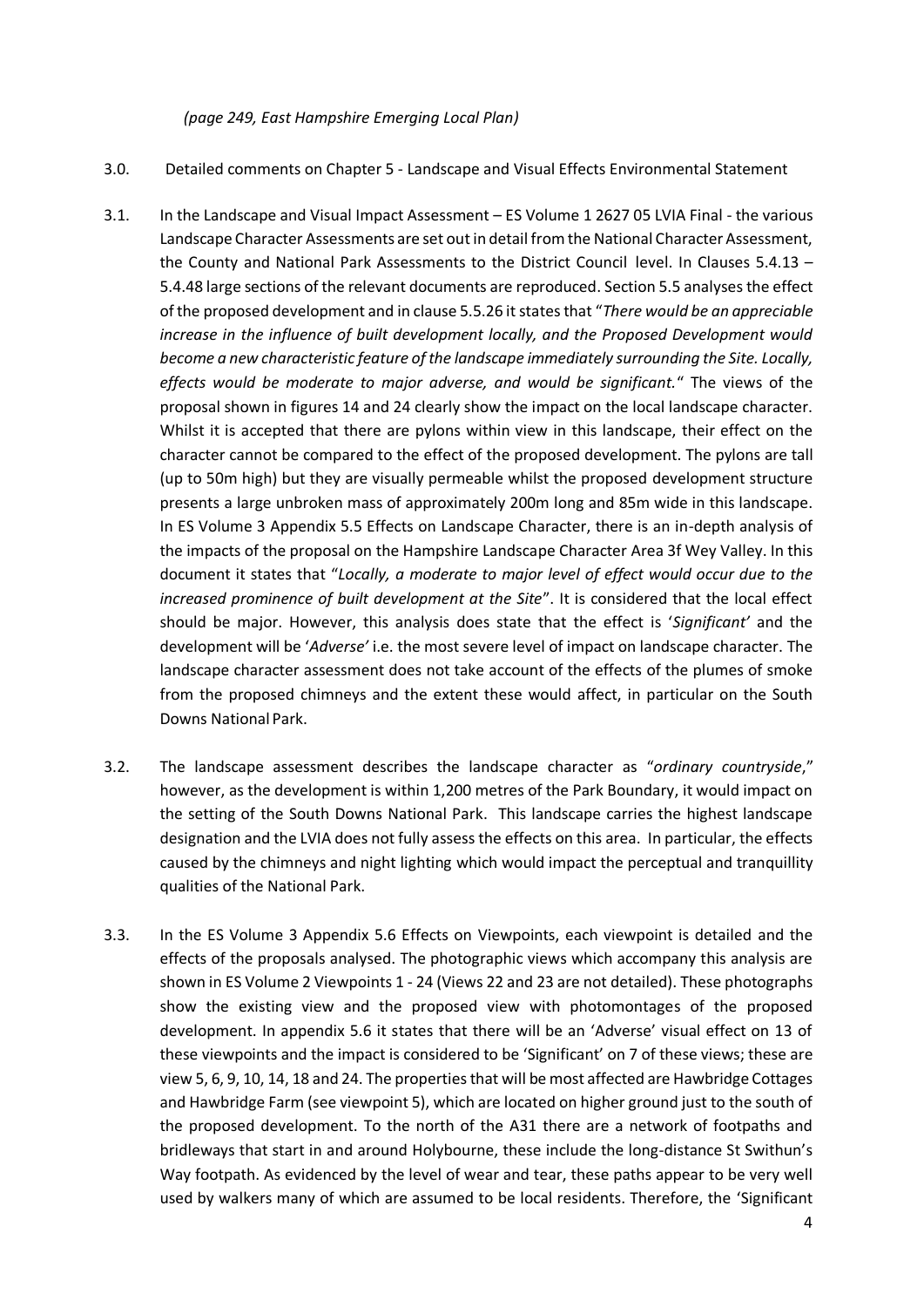*(page 249, East Hampshire Emerging Local Plan)*

3.0. Detailed comments on Chapter 5 - Landscape and Visual Effects Environmental Statement

3.1. In the Landscape and Visual Impact Assessment – ES Volume 1 2627 05 LVIA Final - the various Landscape Character Assessments are set out in detail from the National Character Assessment, the County and National Park Assessments to the District Council level. In Clauses 5.4.13 – 5.4.48 large sections of the relevant documents are reproduced. Section 5.5 analyses the effect of the proposed development and in clause 5.5.26 it states that "*There would be an appreciable increase in the influence of built development locally, and the Proposed Development would become a new characteristic feature of the landscape immediately surrounding the Site. Locally, effects would be moderate to major adverse, and would be significant.*" The views of the proposal shown in figures 14 and 24 clearly show the impact on the local landscape character. Whilst it is accepted that there are pylons within view in this landscape, their effect on the character cannot be compared to the effect of the proposed development. The pylons are tall (up to 50m high) but they are visually permeable whilst the proposed development structure presents a large unbroken mass of approximately 200m long and 85m wide in this landscape. In ES Volume 3 Appendix 5.5 Effects on Landscape Character, there is an in-depth analysis of the impacts of the proposal on the Hampshire Landscape Character Area 3f Wey Valley. In this document it states that "*Locally, a moderate to major level of effect would occur due to the increased prominence of built development at the Site*". It is considered that the local effect should be major. However, this analysis does state that the effect is '*Significant*' and the development will be '*Adverse*' i.e. the most severe level of impact on landscape character. The landscape character assessment does not take account of the effects of the plumes of smoke from the proposed chimneys and the extent these would affect, in particular on the South Downs National Park.

3.2. The landscape assessment describes the landscape character as "*ordinary countryside*," however, as the development is within 1,200 metres of the Park Boundary, it would impact on the setting of the South Downs National Park. This landscape carries the highest landscape designation and the LVIA does not fully assess the effects on this area. In particular, the effects caused by the chimneys and night lighting which would impact the perceptual and tranquillity qualities of the National Park.

3.3. In the ES Volume 3 Appendix 5.6 Effects on Viewpoints, each viewpoint is detailed and the effects of the proposals analysed. The photographic views which accompany this analysis are shown in ES Volume 2 Viewpoints 1 - 24 (Views 22 and 23 are not detailed). These photographs show the existing view and the proposed view with photomontages of the proposed development. In appendix 5.6 it states that there will be an 'Adverse' visual effect on 13 of these viewpoints and the impact is considered to be 'Significant' on 7 of these views; these are view 5, 6, 9, 10, 14, 18 and 24. The properties that will be most affected are Hawbridge Cottages and Hawbridge Farm (see viewpoint 5), which are located on higher ground just to the south of the proposed development. To the north of the A31 there are a network of footpaths and bridleways that start in and around Holybourne, these include the long-distance St Swithun's Way footpath. As evidenced by the level of wear and tear, these paths appear to be very well used by walkers many of which are assumed to be local residents. Therefore, the 'Significant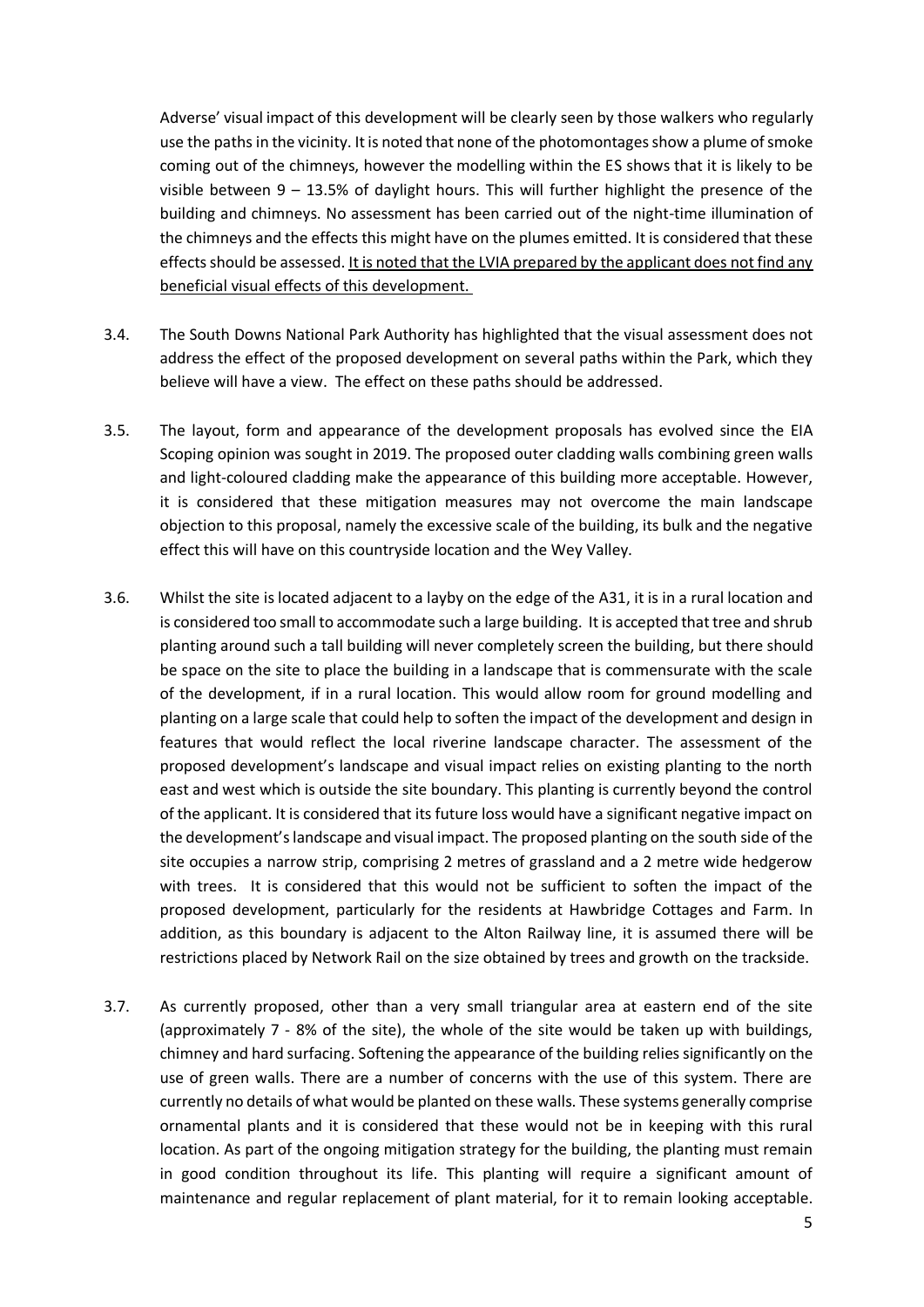Adverse' visual impact of this development will be clearly seen by those walkers who regularly use the paths in the vicinity. It is noted that none of the photomontages show a plume of smoke coming out of the chimneys, however the modelling within the ES shows that it is likely to be visible between 9 – 13.5% of daylight hours. This will further highlight the presence of the building and chimneys. No assessment has been carried out of the night-time illumination of the chimneys and the effects this might have on the plumes emitted. It is considered that these effects should be assessed. <u>It is noted that the LVIA prepared by the applicant does not find any beneficial visual effects of this development.</u>

3.4. The South Downs National Park Authority has highlighted that the visual assessment does not address the effect of the proposed development on several paths within the Park, which they believe will have a view. The effect on these paths should be addressed.

3.5. The layout, form and appearance of the development proposals has evolved since the EIA Scoping opinion was sought in 2019. The proposed outer cladding walls combining green walls and light-coloured cladding make the appearance of this building more acceptable. However, it is considered that these mitigation measures may not overcome the main landscape objection to this proposal, namely the excessive scale of the building, its bulk and the negative effect this will have on this countryside location and the Wey Valley.

3.6. Whilst the site is located adjacent to a layby on the edge of the A31, it is in a rural location and is considered too small to accommodate such a large building. It is accepted that tree and shrub planting around such a tall building will never completely screen the building, but there should be space on the site to place the building in a landscape that is commensurate with the scale of the development, if in a rural location. This would allow room for ground modelling and planting on a large scale that could help to soften the impact of the development and design in features that would reflect the local riverine landscape character. The assessment of the proposed development's landscape and visual impact relies on existing planting to the north east and west which is outside the site boundary. This planting is currently beyond the control of the applicant. It is considered that its future loss would have a significant negative impact on the development's landscape and visual impact. The proposed planting on the south side of the site occupies a narrow strip, comprising 2 metres of grassland and a 2 metre wide hedgerow with trees. It is considered that this would not be sufficient to soften the impact of the proposed development, particularly for the residents at Hawbridge Cottages and Farm. In addition, as this boundary is adjacent to the Alton Railway line, it is assumed there will be restrictions placed by Network Rail on the size obtained by trees and growth on the trackside.

3.7. As currently proposed, other than a very small triangular area at eastern end of the site (approximately 7 - 8% of the site), the whole of the site would be taken up with buildings, chimney and hard surfacing. Softening the appearance of the building relies significantly on the use of green walls. There are a number of concerns with the use of this system. There are currently no details of what would be planted on these walls. These systems generally comprise ornamental plants and it is considered that these would not be in keeping with this rural location. As part of the ongoing mitigation strategy for the building, the planting must remain in good condition throughout its life. This planting will require a significant amount of maintenance and regular replacement of plant material, for it to remain looking acceptable.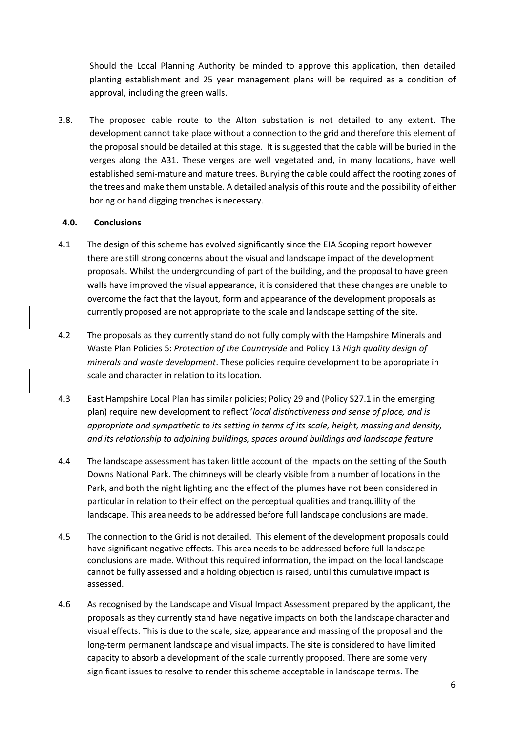Should the Local Planning Authority be minded to approve this application, then detailed planting establishment and 25 year management plans will be required as a condition of approval, including the green walls.

3.8. The proposed cable route to the Alton substation is not detailed to any extent. The development cannot take place without a connection to the grid and therefore this element of the proposal should be detailed at this stage. It is suggested that the cable will be buried in the verges along the A31. These verges are well vegetated and, in many locations, have well established semi-mature and mature trees. Burying the cable could affect the rooting zones of the trees and make them unstable. A detailed analysis of this route and the possibility of either boring or hand digging trenches is necessary.

## 4.0. Conclusions

4.1 The design of this scheme has evolved significantly since the EIA Scoping report however there are still strong concerns about the visual and landscape impact of the development proposals. Whilst the undergrounding of part of the building, and the proposal to have green walls have improved the visual appearance, it is considered that these changes are unable to overcome the fact that the layout, form and appearance of the development proposals as currently proposed are not appropriate to the scale and landscape setting of the site.

4.2 The proposals as they currently stand do not fully comply with the Hampshire Minerals and Waste Plan Policies 5: *Protection of the Countryside* and Policy 13 *High quality design of minerals and waste development*. These policies require development to be appropriate in scale and character in relation to its location.

4.3 East Hampshire Local Plan has similar policies; Policy 29 and (Policy S27.1 in the emerging plan) require new development to reflect '*local distinctiveness and sense of place, and is appropriate and sympathetic to its setting in terms of its scale, height, massing and density, and its relationship to adjoining buildings, spaces around buildings and landscape feature*

4.4 The landscape assessment has taken little account of the impacts on the setting of the South Downs National Park. The chimneys will be clearly visible from a number of locations in the Park, and both the night lighting and the effect of the plumes have not been considered in particular in relation to their effect on the perceptual qualities and tranquillity of the landscape. This area needs to be addressed before full landscape conclusions are made.

4.5 The connection to the Grid is not detailed. This element of the development proposals could have significant negative effects. This area needs to be addressed before full landscape conclusions are made. Without this required information, the impact on the local landscape cannot be fully assessed and a holding objection is raised, until this cumulative impact is assessed.

4.6 As recognised by the Landscape and Visual Impact Assessment prepared by the applicant, the proposals as they currently stand have negative impacts on both the landscape character and visual effects. This is due to the scale, size, appearance and massing of the proposal and the long-term permanent landscape and visual impacts. The site is considered to have limited capacity to absorb a development of the scale currently proposed. There are some very significant issues to resolve to render this scheme acceptable in landscape terms. The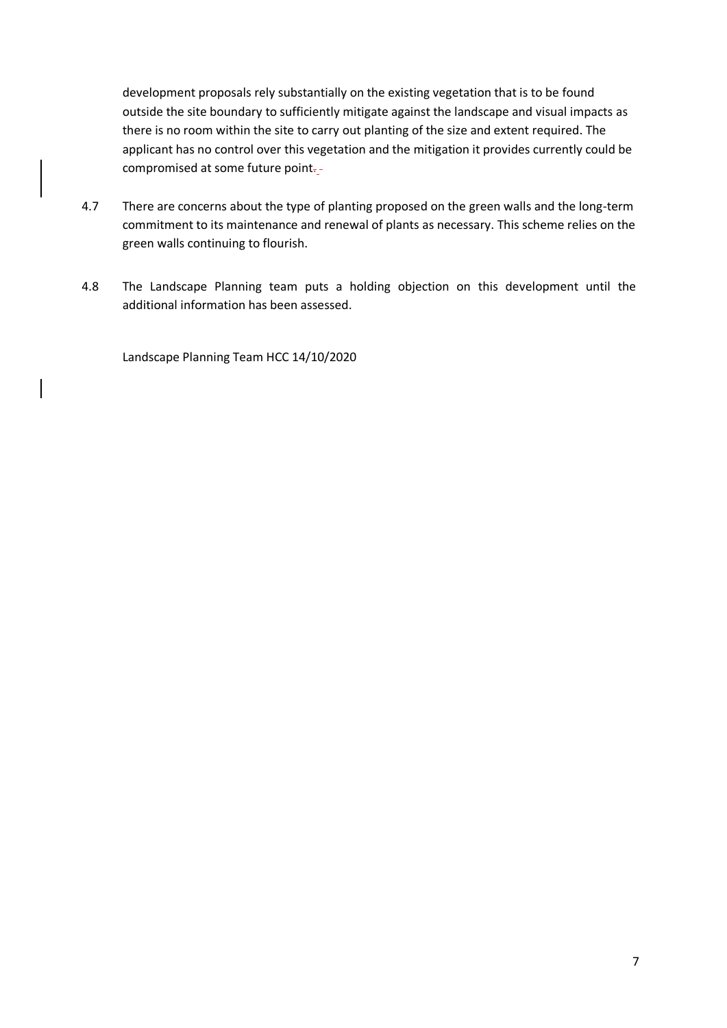development proposals rely substantially on the existing vegetation that is to be found outside the site boundary to sufficiently mitigate against the landscape and visual impacts as there is no room within the site to carry out planting of the size and extent required. The applicant has no control over this vegetation and the mitigation it provides currently could be compromised at some future point.

4.7 There are concerns about the type of planting proposed on the green walls and the long-term commitment to its maintenance and renewal of plants as necessary. This scheme relies on the green walls continuing to flourish.

4.8 The Landscape Planning team puts a holding objection on this development until the additional information has been assessed.

Landscape Planning Team HCC 14/10/2020